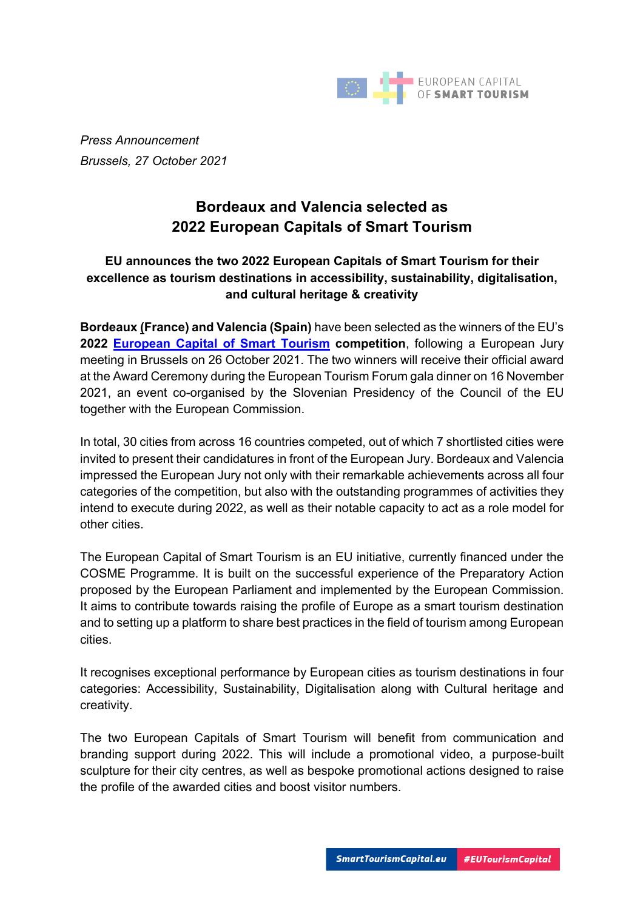*Press Announcement*
*Brussels, 27 October 2021*

# Bordeaux and Valencia selected as 2022 European Capitals of Smart Tourism

### EU announces the two 2022 European Capitals of Smart Tourism for their excellence as tourism destinations in accessibility, sustainability, digitalisation, and cultural heritage & creativity

**Bordeaux (France) and Valencia (Spain)** have been selected as the winners of the EU's **2022 European Capital of Smart Tourism competition**, following a European Jury meeting in Brussels on 26 October 2021. The two winners will receive their official award at the Award Ceremony during the European Tourism Forum gala dinner on 16 November 2021, an event co-organised by the Slovenian Presidency of the Council of the EU together with the European Commission.

In total, 30 cities from across 16 countries competed, out of which 7 shortlisted cities were invited to present their candidatures in front of the European Jury. Bordeaux and Valencia impressed the European Jury not only with their remarkable achievements across all four categories of the competition, but also with the outstanding programmes of activities they intend to execute during 2022, as well as their notable capacity to act as a role model for other cities.

The European Capital of Smart Tourism is an EU initiative, currently financed under the COSME Programme. It is built on the successful experience of the Preparatory Action proposed by the European Parliament and implemented by the European Commission. It aims to contribute towards raising the profile of Europe as a smart tourism destination and to setting up a platform to share best practices in the field of tourism among European cities.

It recognises exceptional performance by European cities as tourism destinations in four categories: Accessibility, Sustainability, Digitalisation along with Cultural heritage and creativity.

The two European Capitals of Smart Tourism will benefit from communication and branding support during 2022. This will include a promotional video, a purpose-built sculpture for their city centres, as well as bespoke promotional actions designed to raise the profile of the awarded cities and boost visitor numbers.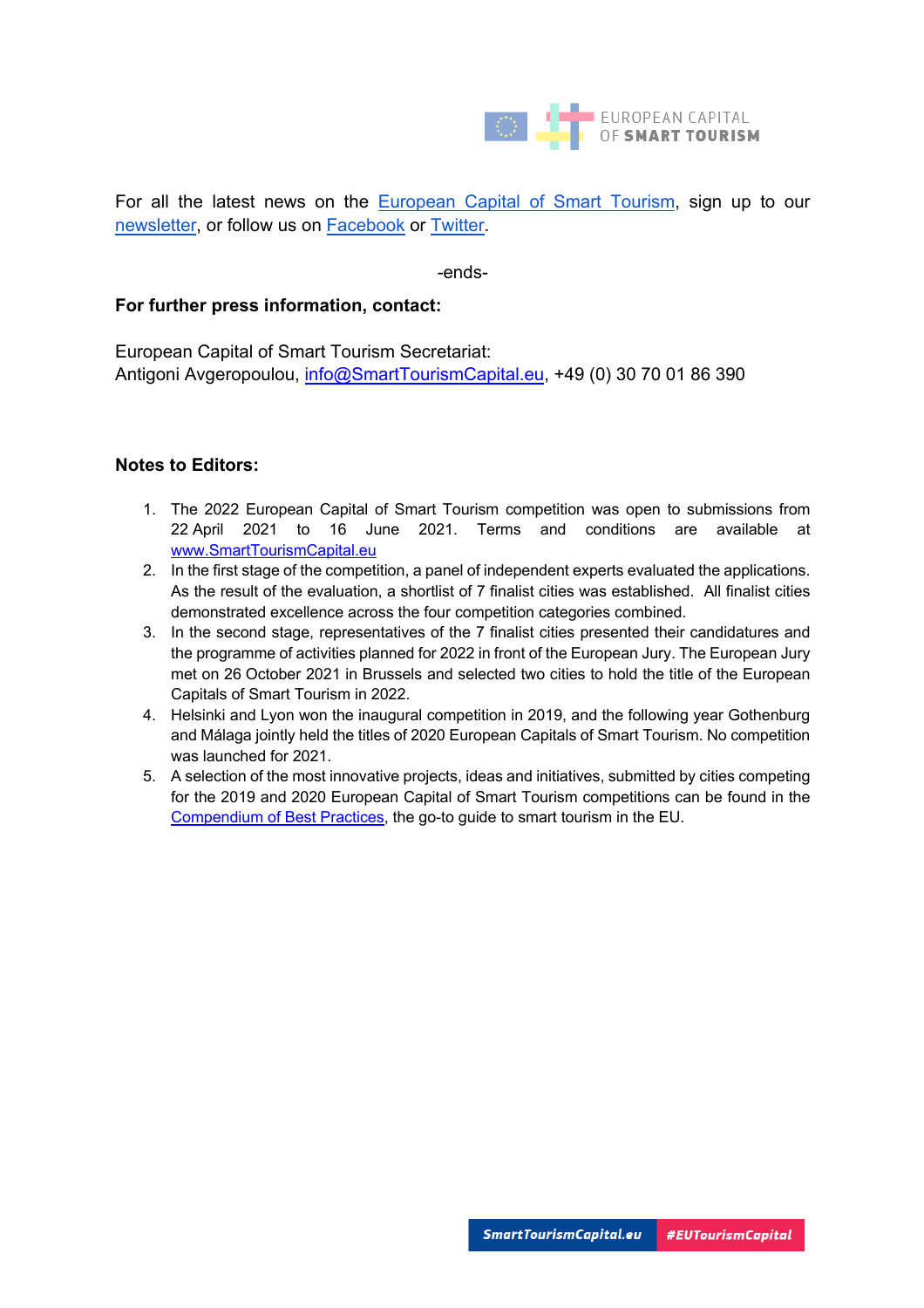For all the latest news on the European Capital of Smart Tourism, sign up to our newsletter, or follow us on Facebook or Twitter.

-ends-

**For further press information, contact:**

European Capital of Smart Tourism Secretariat:
Antigoni Avgeropoulou, info@SmartTourismCapital.eu, +49 (0) 30 70 01 86 390

**Notes to Editors:**

1. The 2022 European Capital of Smart Tourism competition was open to submissions from 22 April 2021 to 16 June 2021. Terms and conditions are available at www.SmartTourismCapital.eu
2. In the first stage of the competition, a panel of independent experts evaluated the applications. As the result of the evaluation, a shortlist of 7 finalist cities was established. All finalist cities demonstrated excellence across the four competition categories combined.
3. In the second stage, representatives of the 7 finalist cities presented their candidatures and the programme of activities planned for 2022 in front of the European Jury. The European Jury met on 26 October 2021 in Brussels and selected two cities to hold the title of the European Capitals of Smart Tourism in 2022.
4. Helsinki and Lyon won the inaugural competition in 2019, and the following year Gothenburg and Málaga jointly held the titles of 2020 European Capitals of Smart Tourism. No competition was launched for 2021.
5. A selection of the most innovative projects, ideas and initiatives, submitted by cities competing for the 2019 and 2020 European Capital of Smart Tourism competitions can be found in the Compendium of Best Practices, the go-to guide to smart tourism in the EU.